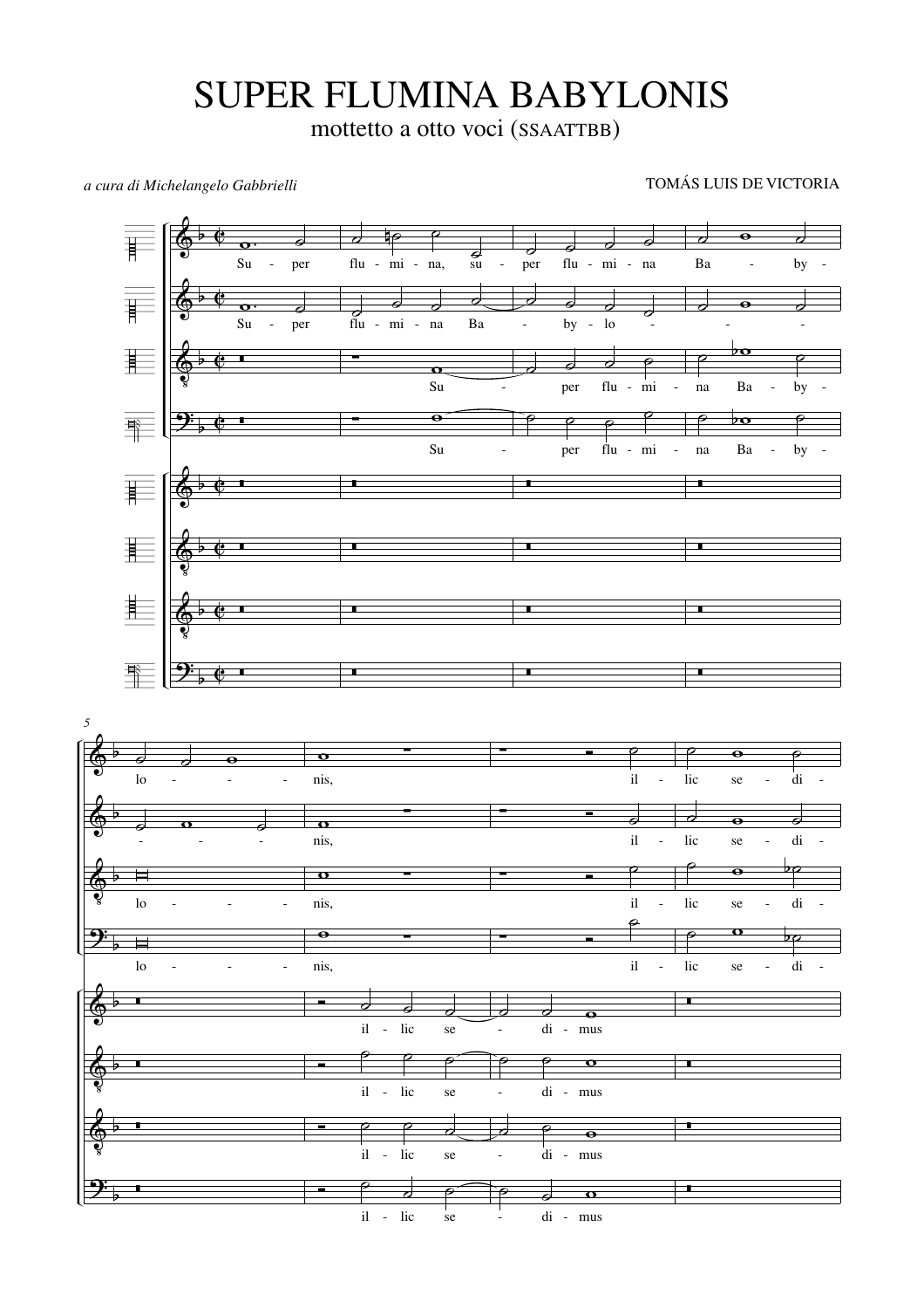# SUPER FLUMINA BABYLONIS

mottetto a otto voci (SSAATTBB)

*a cura di Michelangelo Gabbrielli*

TOMÁS LUIS DE VICTORIA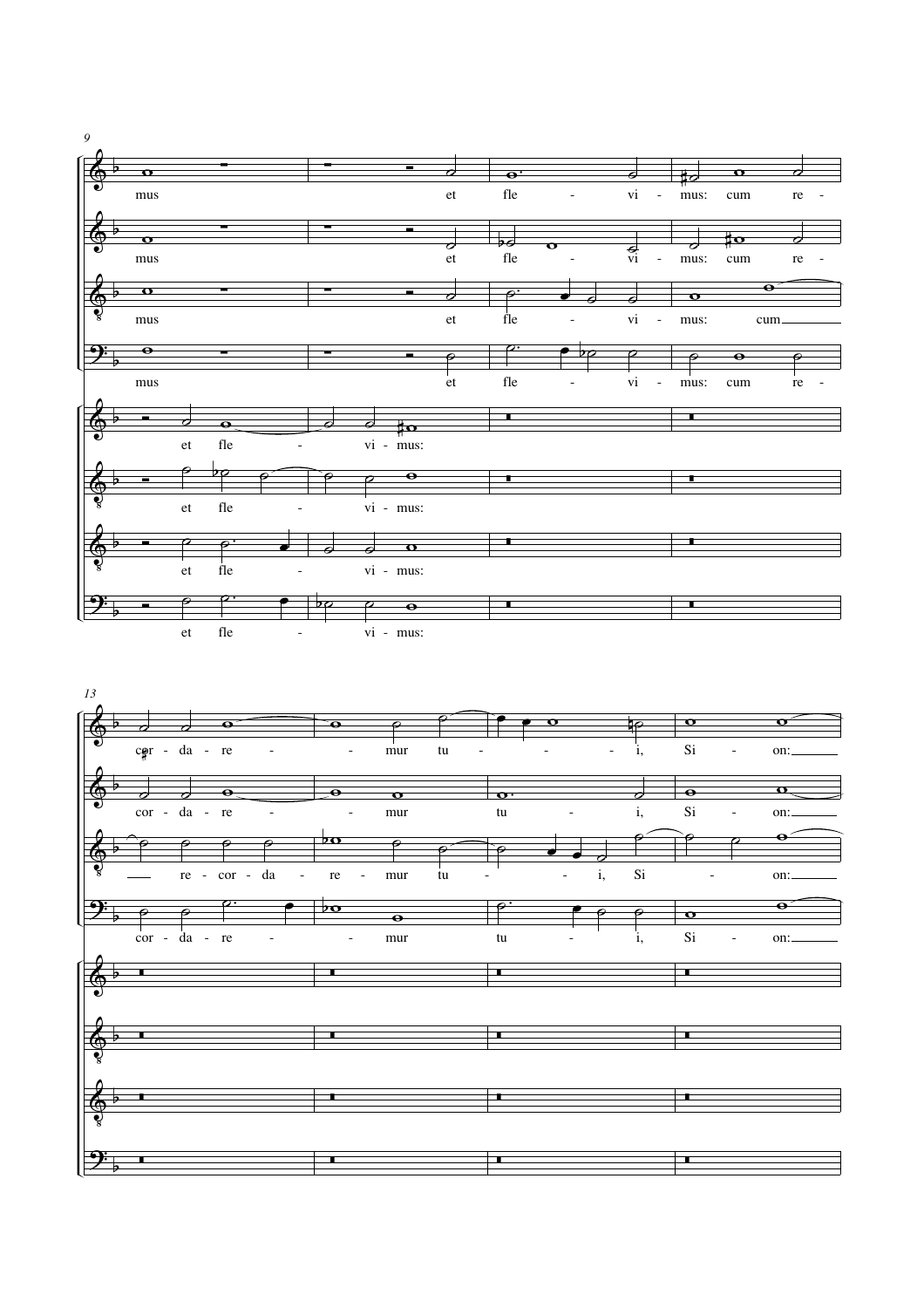9

mus et fle - vi - mus: cum re -

mus et fle - vi - mus: cum re -

mus et fle - vi - mus: cum

mus et fle - vi - mus: cum re -

et fle - vi - mus:

et fle - vi - mus:

et fle - vi - mus:

et fle - vi - mus:

13

cor - da - re - - mur tu - - - i, Si - on:

cor - da - re - - mur tu - i, Si - on:

re - cor - da - re - mur tu - - i, Si - on:

cor - da - re - - mur tu - i, Si - on: